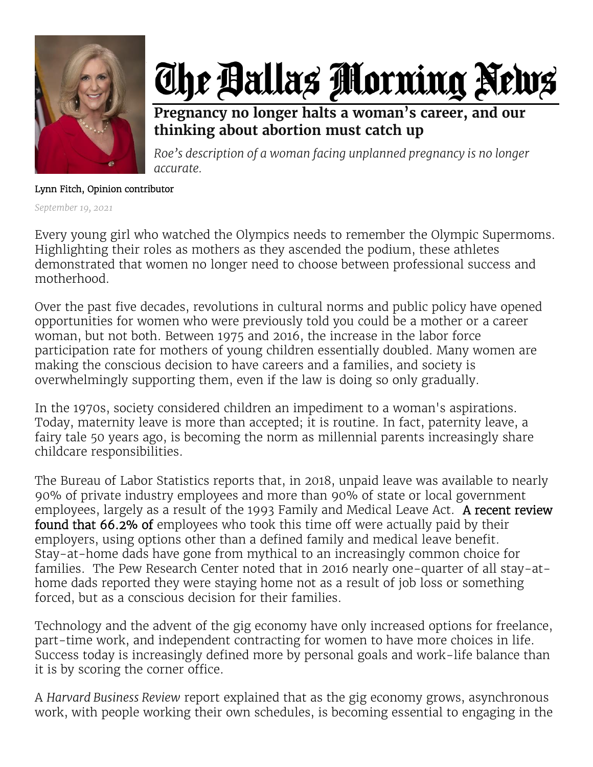# The Dallas Morning News

## Pregnancy no longer halts a woman's career, and our thinking about abortion must catch up

*Roe's description of a woman facing unplanned pregnancy is no longer accurate.*

Lynn Fitch, Opinion contributor

*September 19, 2021*

Every young girl who watched the Olympics needs to remember the Olympic Supermoms. Highlighting their roles as mothers as they ascended the podium, these athletes demonstrated that women no longer need to choose between professional success and motherhood.

Over the past five decades, revolutions in cultural norms and public policy have opened opportunities for women who were previously told you could be a mother or a career woman, but not both. Between 1975 and 2016, the increase in the labor force participation rate for mothers of young children essentially doubled. Many women are making the conscious decision to have careers and a families, and society is overwhelmingly supporting them, even if the law is doing so only gradually.

In the 1970s, society considered children an impediment to a woman's aspirations. Today, maternity leave is more than accepted; it is routine. In fact, paternity leave, a fairy tale 50 years ago, is becoming the norm as millennial parents increasingly share childcare responsibilities.

The Bureau of Labor Statistics reports that, in 2018, unpaid leave was available to nearly 90% of private industry employees and more than 90% of state or local government employees, largely as a result of the 1993 Family and Medical Leave Act. A recent review found that 66.2% of employees who took this time off were actually paid by their employers, using options other than a defined family and medical leave benefit. Stay-at-home dads have gone from mythical to an increasingly common choice for families. The Pew Research Center noted that in 2016 nearly one-quarter of all stay-at-home dads reported they were staying home not as a result of job loss or something forced, but as a conscious decision for their families.

Technology and the advent of the gig economy have only increased options for freelance, part-time work, and independent contracting for women to have more choices in life. Success today is increasingly defined more by personal goals and work-life balance than it is by scoring the corner office.

A *Harvard Business Review* report explained that as the gig economy grows, asynchronous work, with people working their own schedules, is becoming essential to engaging in the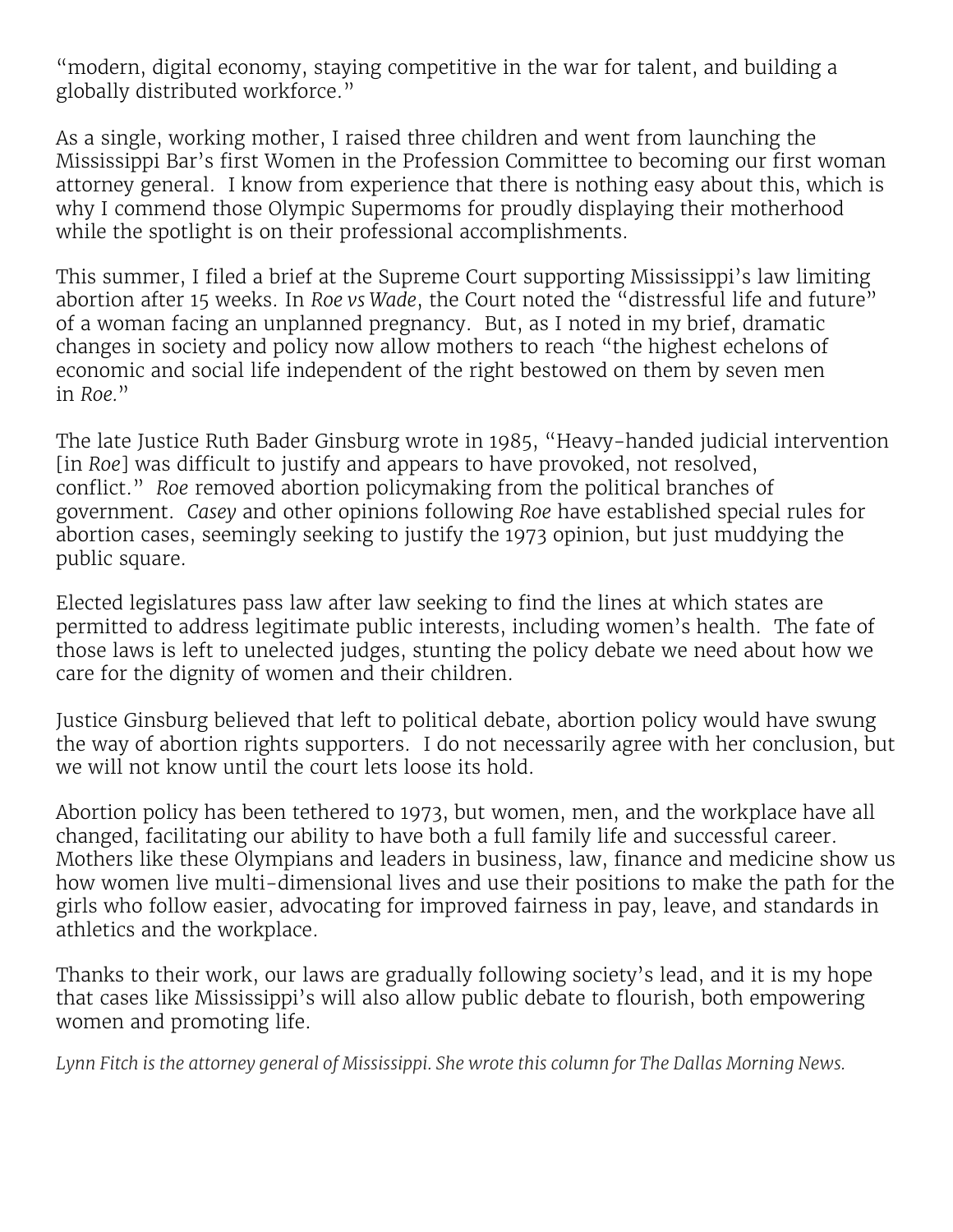"modern, digital economy, staying competitive in the war for talent, and building a globally distributed workforce."

As a single, working mother, I raised three children and went from launching the Mississippi Bar's first Women in the Profession Committee to becoming our first woman attorney general. I know from experience that there is nothing easy about this, which is why I commend those Olympic Supermoms for proudly displaying their motherhood while the spotlight is on their professional accomplishments.

This summer, I filed a brief at the Supreme Court supporting Mississippi's law limiting abortion after 15 weeks. In *Roe vs Wade*, the Court noted the "distressful life and future" of a woman facing an unplanned pregnancy. But, as I noted in my brief, dramatic changes in society and policy now allow mothers to reach "the highest echelons of economic and social life independent of the right bestowed on them by seven men in *Roe*."

The late Justice Ruth Bader Ginsburg wrote in 1985, "Heavy-handed judicial intervention [in *Roe*] was difficult to justify and appears to have provoked, not resolved, conflict." *Roe* removed abortion policymaking from the political branches of government. *Casey* and other opinions following *Roe* have established special rules for abortion cases, seemingly seeking to justify the 1973 opinion, but just muddying the public square.

Elected legislatures pass law after law seeking to find the lines at which states are permitted to address legitimate public interests, including women's health. The fate of those laws is left to unelected judges, stunting the policy debate we need about how we care for the dignity of women and their children.

Justice Ginsburg believed that left to political debate, abortion policy would have swung the way of abortion rights supporters. I do not necessarily agree with her conclusion, but we will not know until the court lets loose its hold.

Abortion policy has been tethered to 1973, but women, men, and the workplace have all changed, facilitating our ability to have both a full family life and successful career. Mothers like these Olympians and leaders in business, law, finance and medicine show us how women live multi-dimensional lives and use their positions to make the path for the girls who follow easier, advocating for improved fairness in pay, leave, and standards in athletics and the workplace.

Thanks to their work, our laws are gradually following society's lead, and it is my hope that cases like Mississippi's will also allow public debate to flourish, both empowering women and promoting life.

*Lynn Fitch is the attorney general of Mississippi. She wrote this column for The Dallas Morning News.*